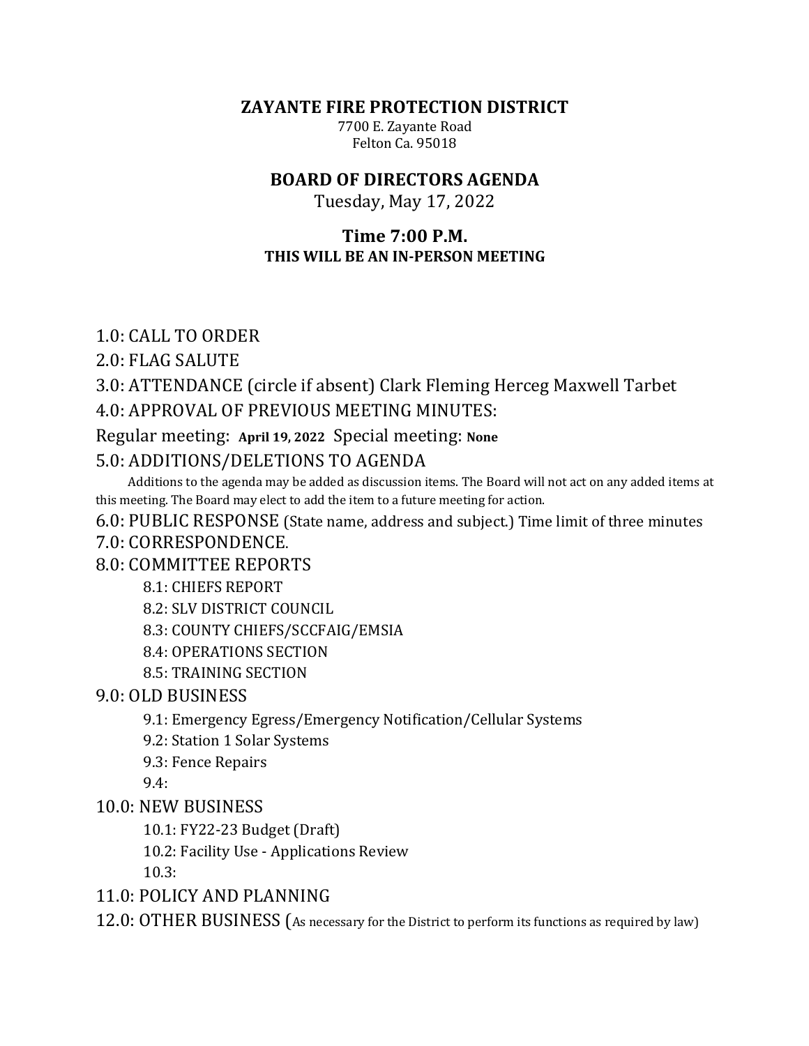# ZAYANTE FIRE PROTECTION DISTRICT

7700 E. Zayante Road
Felton Ca. 95018

## BOARD OF DIRECTORS AGENDA

Tuesday, May 17, 2022

### Time 7:00 P.M.

**THIS WILL BE AN IN-PERSON MEETING**

1.0: CALL TO ORDER

2.0: FLAG SALUTE

3.0: ATTENDANCE (circle if absent) Clark Fleming Herceg Maxwell Tarbet

4.0: APPROVAL OF PREVIOUS MEETING MINUTES:

Regular meeting: **April 19, 2022** Special meeting: **None**

5.0: ADDITIONS/DELETIONS TO AGENDA

Additions to the agenda may be added as discussion items. The Board will not act on any added items at this meeting. The Board may elect to add the item to a future meeting for action.

6.0: PUBLIC RESPONSE (State name, address and subject.) Time limit of three minutes

7.0: CORRESPONDENCE.

8.0: COMMITTEE REPORTS

- 8.1: CHIEFS REPORT
- 8.2: SLV DISTRICT COUNCIL
- 8.3: COUNTY CHIEFS/SCCFAIG/EMSIA
- 8.4: OPERATIONS SECTION
- 8.5: TRAINING SECTION

9.0: OLD BUSINESS

- 9.1: Emergency Egress/Emergency Notification/Cellular Systems
- 9.2: Station 1 Solar Systems
- 9.3: Fence Repairs
- 9.4:

10.0: NEW BUSINESS

- 10.1: FY22-23 Budget (Draft)
- 10.2: Facility Use - Applications Review
- 10.3:

11.0: POLICY AND PLANNING

12.0: OTHER BUSINESS (As necessary for the District to perform its functions as required by law)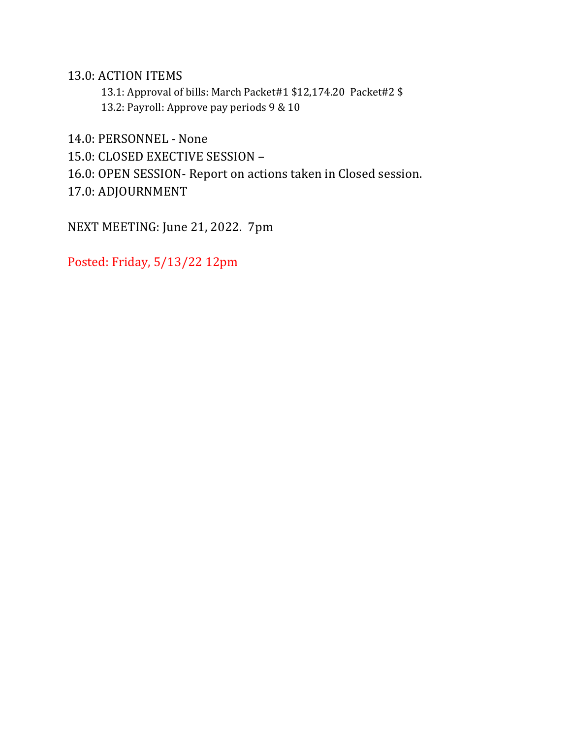13.0: ACTION ITEMS

- 13.1: Approval of bills: March Packet#1 $12,174.20  Packet#2 $
- 13.2: Payroll: Approve pay periods 9 & 10

14.0: PERSONNEL - None

15.0: CLOSED EXECTIVE SESSION –

16.0: OPEN SESSION- Report on actions taken in Closed session.

17.0: ADJOURNMENT

NEXT MEETING: June 21, 2022.  7pm

Posted: Friday, 5/13/22 12pm